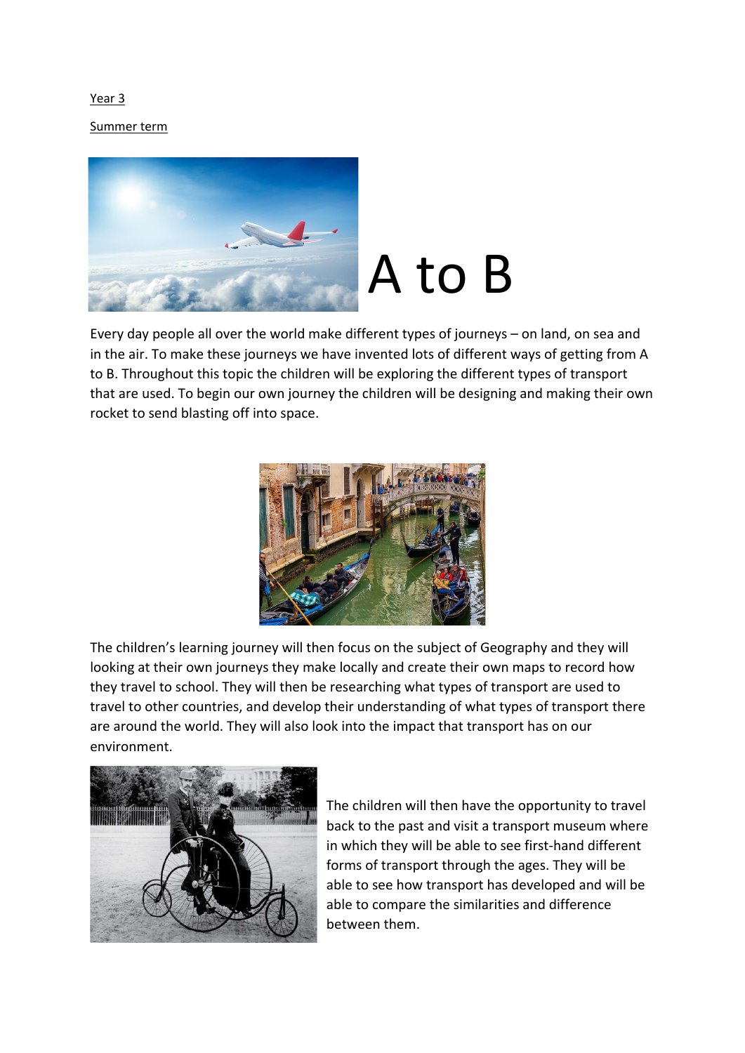Year 3

Summer term

# A to B

Every day people all over the world make different types of journeys – on land, on sea and in the air. To make these journeys we have invented lots of different ways of getting from A to B. Throughout this topic the children will be exploring the different types of transport that are used. To begin our own journey the children will be designing and making their own rocket to send blasting off into space.

The children's learning journey will then focus on the subject of Geography and they will looking at their own journeys they make locally and create their own maps to record how they travel to school. They will then be researching what types of transport are used to travel to other countries, and develop their understanding of what types of transport there are around the world. They will also look into the impact that transport has on our environment.

The children will then have the opportunity to travel back to the past and visit a transport museum where in which they will be able to see first-hand different forms of transport through the ages. They will be able to see how transport has developed and will be able to compare the similarities and difference between them.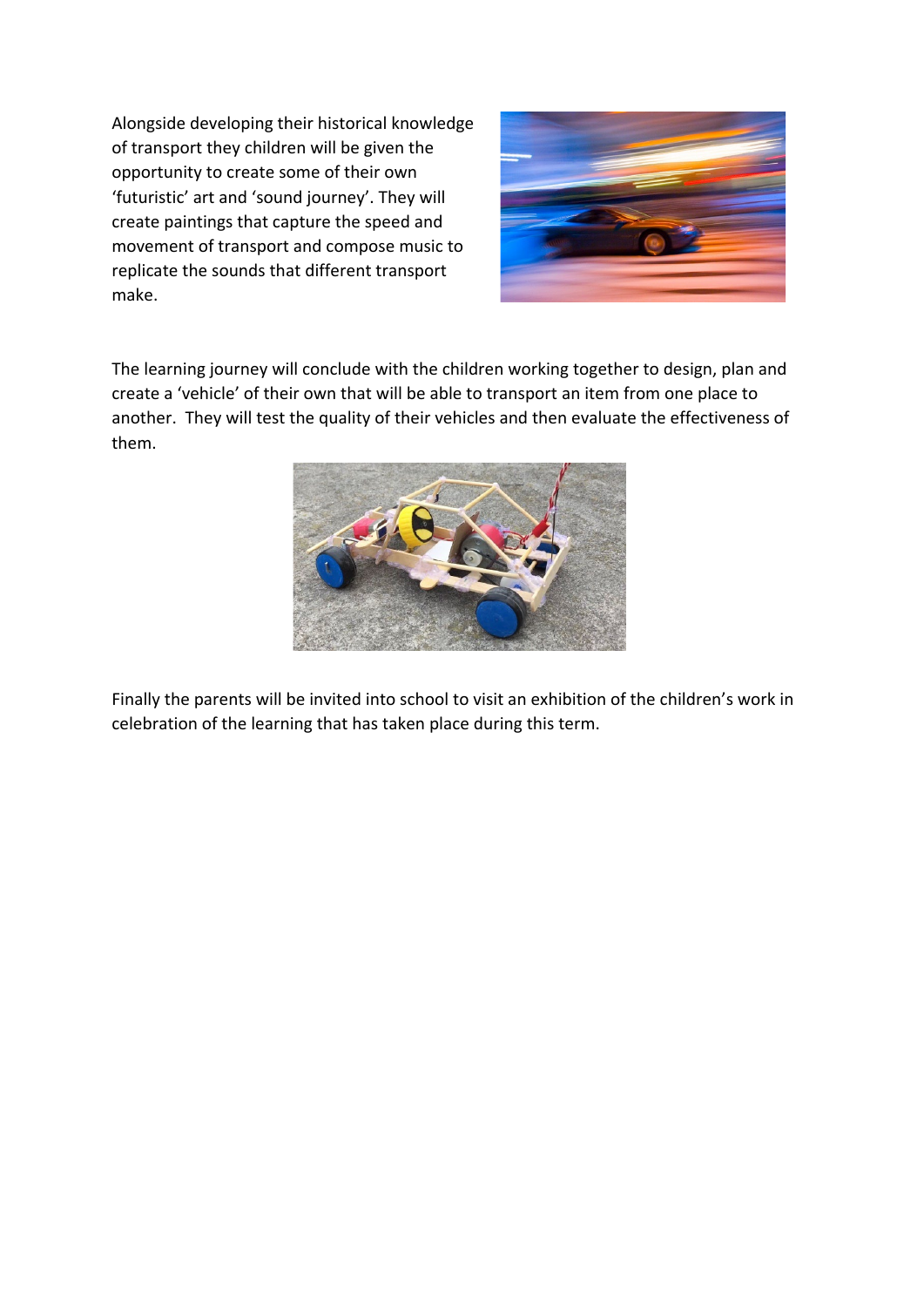Alongside developing their historical knowledge of transport they children will be given the opportunity to create some of their own 'futuristic' art and 'sound journey'. They will create paintings that capture the speed and movement of transport and compose music to replicate the sounds that different transport make.

The learning journey will conclude with the children working together to design, plan and create a 'vehicle' of their own that will be able to transport an item from one place to another. They will test the quality of their vehicles and then evaluate the effectiveness of them.

Finally the parents will be invited into school to visit an exhibition of the children's work in celebration of the learning that has taken place during this term.